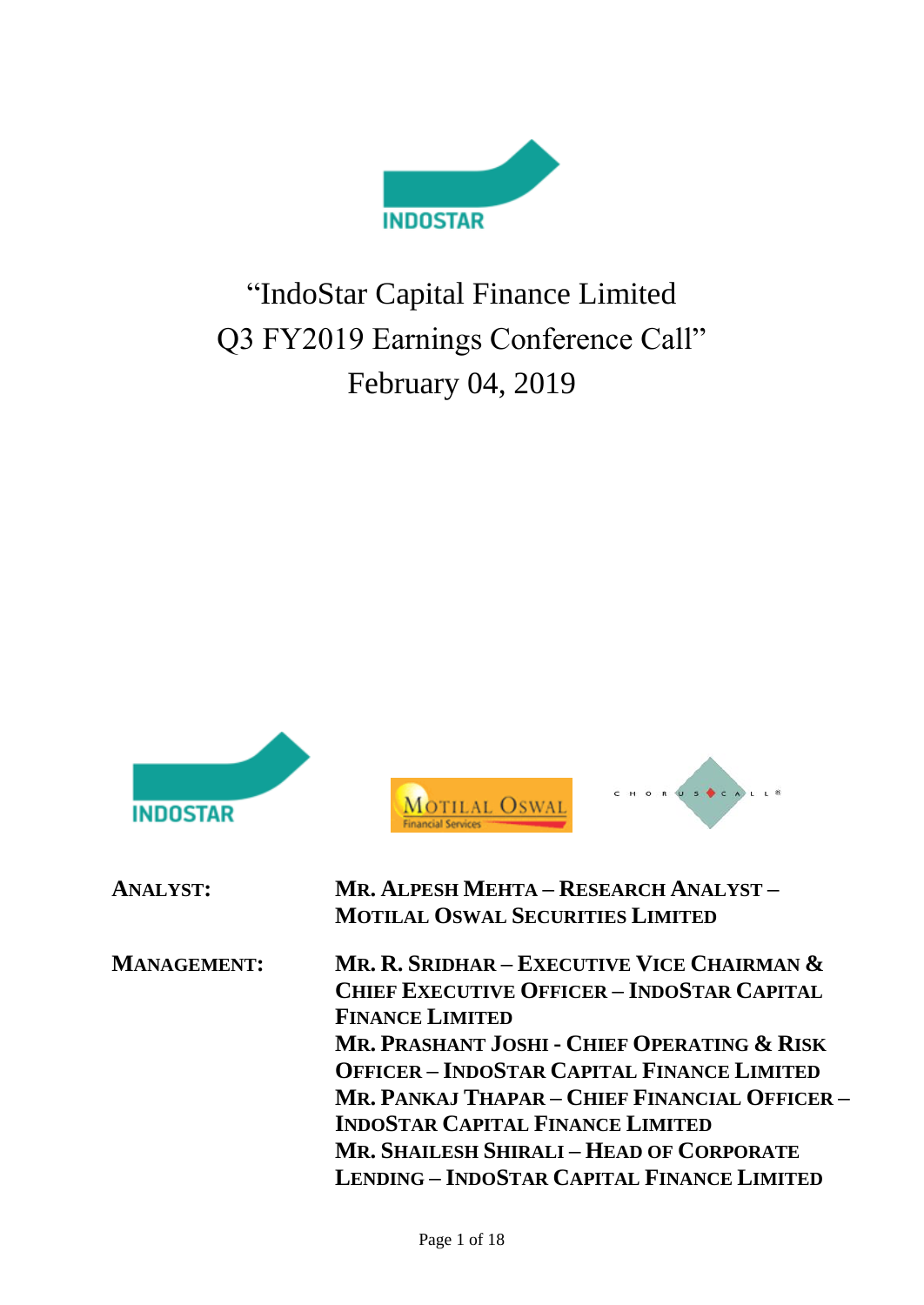# "IndoStar Capital Finance Limited Q3 FY2019 Earnings Conference Call"

## February 04, 2019

**ANALYST:** **MR. ALPESH MEHTA – RESEARCH ANALYST – MOTILAL OSWAL SECURITIES LIMITED**

**MANAGEMENT:** **MR. R. SRIDHAR – EXECUTIVE VICE CHAIRMAN & CHIEF EXECUTIVE OFFICER – INDOSTAR CAPITAL FINANCE LIMITED**

**MR. PRASHANT JOSHI - CHIEF OPERATING & RISK OFFICER – INDOSTAR CAPITAL FINANCE LIMITED**

**MR. PANKAJ THAPAR – CHIEF FINANCIAL OFFICER – INDOSTAR CAPITAL FINANCE LIMITED**

**MR. SHAILESH SHIRALI – HEAD OF CORPORATE LENDING – INDOSTAR CAPITAL FINANCE LIMITED**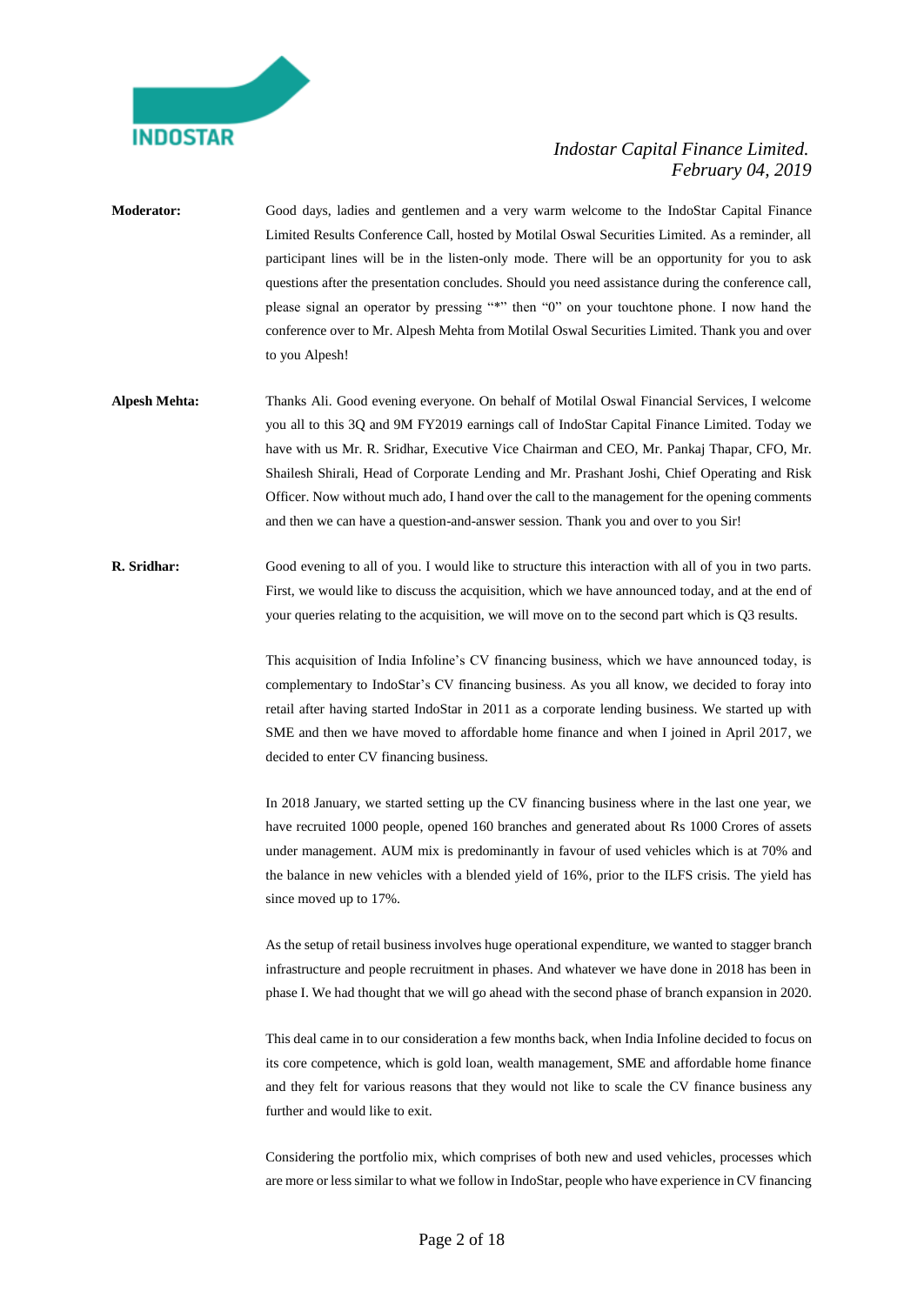**Moderator:** Good days, ladies and gentlemen and a very warm welcome to the IndoStar Capital Finance Limited Results Conference Call, hosted by Motilal Oswal Securities Limited. As a reminder, all participant lines will be in the listen-only mode. There will be an opportunity for you to ask questions after the presentation concludes. Should you need assistance during the conference call, please signal an operator by pressing "*" then "0" on your touchtone phone. I now hand the conference over to Mr. Alpesh Mehta from Motilal Oswal Securities Limited. Thank you and over to you Alpesh!

**Alpesh Mehta:** Thanks Ali. Good evening everyone. On behalf of Motilal Oswal Financial Services, I welcome you all to this 3Q and 9M FY2019 earnings call of IndoStar Capital Finance Limited. Today we have with us Mr. R. Sridhar, Executive Vice Chairman and CEO, Mr. Pankaj Thapar, CFO, Mr. Shailesh Shirali, Head of Corporate Lending and Mr. Prashant Joshi, Chief Operating and Risk Officer. Now without much ado, I hand over the call to the management for the opening comments and then we can have a question-and-answer session. Thank you and over to you Sir!

**R. Sridhar:** Good evening to all of you. I would like to structure this interaction with all of you in two parts. First, we would like to discuss the acquisition, which we have announced today, and at the end of your queries relating to the acquisition, we will move on to the second part which is Q3 results.

This acquisition of India Infoline's CV financing business, which we have announced today, is complementary to IndoStar's CV financing business. As you all know, we decided to foray into retail after having started IndoStar in 2011 as a corporate lending business. We started up with SME and then we have moved to affordable home finance and when I joined in April 2017, we decided to enter CV financing business.

In 2018 January, we started setting up the CV financing business where in the last one year, we have recruited 1000 people, opened 160 branches and generated about Rs 1000 Crores of assets under management. AUM mix is predominantly in favour of used vehicles which is at 70% and the balance in new vehicles with a blended yield of 16%, prior to the ILFS crisis. The yield has since moved up to 17%.

As the setup of retail business involves huge operational expenditure, we wanted to stagger branch infrastructure and people recruitment in phases. And whatever we have done in 2018 has been in phase I. We had thought that we will go ahead with the second phase of branch expansion in 2020.

This deal came in to our consideration a few months back, when India Infoline decided to focus on its core competence, which is gold loan, wealth management, SME and affordable home finance and they felt for various reasons that they would not like to scale the CV finance business any further and would like to exit.

Considering the portfolio mix, which comprises of both new and used vehicles, processes which are more or less similar to what we follow in IndoStar, people who have experience in CV financing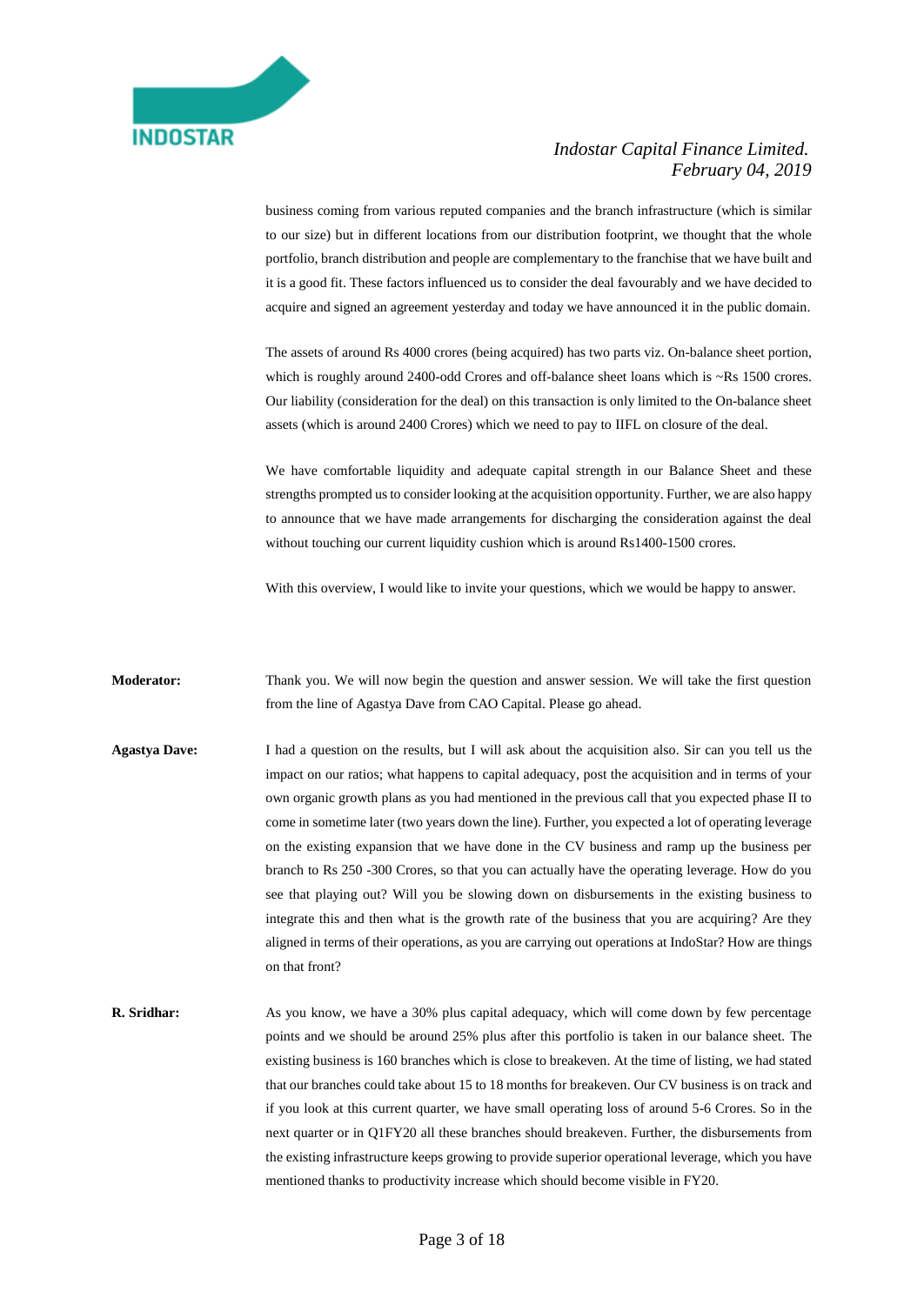business coming from various reputed companies and the branch infrastructure (which is similar to our size) but in different locations from our distribution footprint, we thought that the whole portfolio, branch distribution and people are complementary to the franchise that we have built and it is a good fit. These factors influenced us to consider the deal favourably and we have decided to acquire and signed an agreement yesterday and today we have announced it in the public domain.

The assets of around Rs 4000 crores (being acquired) has two parts viz. On-balance sheet portion, which is roughly around 2400-odd Crores and off-balance sheet loans which is ~Rs 1500 crores. Our liability (consideration for the deal) on this transaction is only limited to the On-balance sheet assets (which is around 2400 Crores) which we need to pay to IIFL on closure of the deal.

We have comfortable liquidity and adequate capital strength in our Balance Sheet and these strengths prompted us to consider looking at the acquisition opportunity. Further, we are also happy to announce that we have made arrangements for discharging the consideration against the deal without touching our current liquidity cushion which is around Rs1400-1500 crores.

With this overview, I would like to invite your questions, which we would be happy to answer.

**Moderator:** Thank you. We will now begin the question and answer session. We will take the first question from the line of Agastya Dave from CAO Capital. Please go ahead.

**Agastya Dave:** I had a question on the results, but I will ask about the acquisition also. Sir can you tell us the impact on our ratios; what happens to capital adequacy, post the acquisition and in terms of your own organic growth plans as you had mentioned in the previous call that you expected phase II to come in sometime later (two years down the line). Further, you expected a lot of operating leverage on the existing expansion that we have done in the CV business and ramp up the business per branch to Rs 250 -300 Crores, so that you can actually have the operating leverage. How do you see that playing out? Will you be slowing down on disbursements in the existing business to integrate this and then what is the growth rate of the business that you are acquiring? Are they aligned in terms of their operations, as you are carrying out operations at IndoStar? How are things on that front?

**R. Sridhar:** As you know, we have a 30% plus capital adequacy, which will come down by few percentage points and we should be around 25% plus after this portfolio is taken in our balance sheet. The existing business is 160 branches which is close to breakeven. At the time of listing, we had stated that our branches could take about 15 to 18 months for breakeven. Our CV business is on track and if you look at this current quarter, we have small operating loss of around 5-6 Crores. So in the next quarter or in Q1FY20 all these branches should breakeven. Further, the disbursements from the existing infrastructure keeps growing to provide superior operational leverage, which you have mentioned thanks to productivity increase which should become visible in FY20.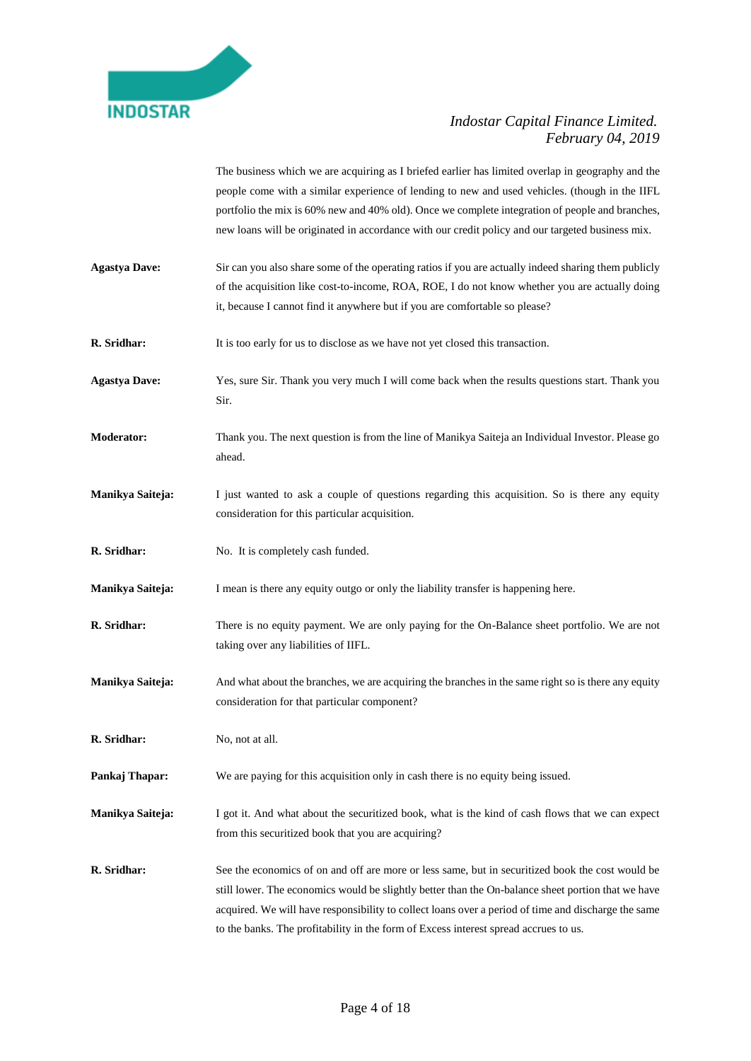The business which we are acquiring as I briefed earlier has limited overlap in geography and the people come with a similar experience of lending to new and used vehicles. (though in the IIFL portfolio the mix is 60% new and 40% old). Once we complete integration of people and branches, new loans will be originated in accordance with our credit policy and our targeted business mix.

**Agastya Dave:** Sir can you also share some of the operating ratios if you are actually indeed sharing them publicly of the acquisition like cost-to-income, ROA, ROE, I do not know whether you are actually doing it, because I cannot find it anywhere but if you are comfortable so please?

**R. Sridhar:** It is too early for us to disclose as we have not yet closed this transaction.

**Agastya Dave:** Yes, sure Sir. Thank you very much I will come back when the results questions start. Thank you Sir.

**Moderator:** Thank you. The next question is from the line of Manikya Saiteja an Individual Investor. Please go ahead.

**Manikya Saiteja:** I just wanted to ask a couple of questions regarding this acquisition. So is there any equity consideration for this particular acquisition.

**R. Sridhar:** No. It is completely cash funded.

**Manikya Saiteja:** I mean is there any equity outgo or only the liability transfer is happening here.

**R. Sridhar:** There is no equity payment. We are only paying for the On-Balance sheet portfolio. We are not taking over any liabilities of IIFL.

**Manikya Saiteja:** And what about the branches, we are acquiring the branches in the same right so is there any equity consideration for that particular component?

**R. Sridhar:** No, not at all.

**Pankaj Thapar:** We are paying for this acquisition only in cash there is no equity being issued.

**Manikya Saiteja:** I got it. And what about the securitized book, what is the kind of cash flows that we can expect from this securitized book that you are acquiring?

**R. Sridhar:** See the economics of on and off are more or less same, but in securitized book the cost would be still lower. The economics would be slightly better than the On-balance sheet portion that we have acquired. We will have responsibility to collect loans over a period of time and discharge the same to the banks. The profitability in the form of Excess interest spread accrues to us.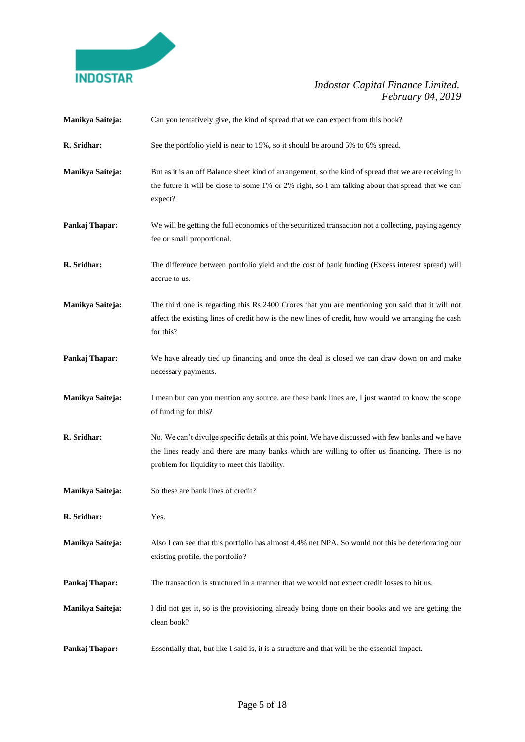**Manikya Saiteja:** Can you tentatively give, the kind of spread that we can expect from this book?

**R. Sridhar:** See the portfolio yield is near to 15%, so it should be around 5% to 6% spread.

**Manikya Saiteja:** But as it is an off Balance sheet kind of arrangement, so the kind of spread that we are receiving in the future it will be close to some 1% or 2% right, so I am talking about that spread that we can expect?

**Pankaj Thapar:** We will be getting the full economics of the securitized transaction not a collecting, paying agency fee or small proportional.

**R. Sridhar:** The difference between portfolio yield and the cost of bank funding (Excess interest spread) will accrue to us.

**Manikya Saiteja:** The third one is regarding this Rs 2400 Crores that you are mentioning you said that it will not affect the existing lines of credit how is the new lines of credit, how would we arranging the cash for this?

**Pankaj Thapar:** We have already tied up financing and once the deal is closed we can draw down on and make necessary payments.

**Manikya Saiteja:** I mean but can you mention any source, are these bank lines are, I just wanted to know the scope of funding for this?

**R. Sridhar:** No. We can't divulge specific details at this point. We have discussed with few banks and we have the lines ready and there are many banks which are willing to offer us financing. There is no problem for liquidity to meet this liability.

**Manikya Saiteja:** So these are bank lines of credit?

**R. Sridhar:** Yes.

**Manikya Saiteja:** Also I can see that this portfolio has almost 4.4% net NPA. So would not this be deteriorating our existing profile, the portfolio?

**Pankaj Thapar:** The transaction is structured in a manner that we would not expect credit losses to hit us.

**Manikya Saiteja:** I did not get it, so is the provisioning already being done on their books and we are getting the clean book?

**Pankaj Thapar:** Essentially that, but like I said is, it is a structure and that will be the essential impact.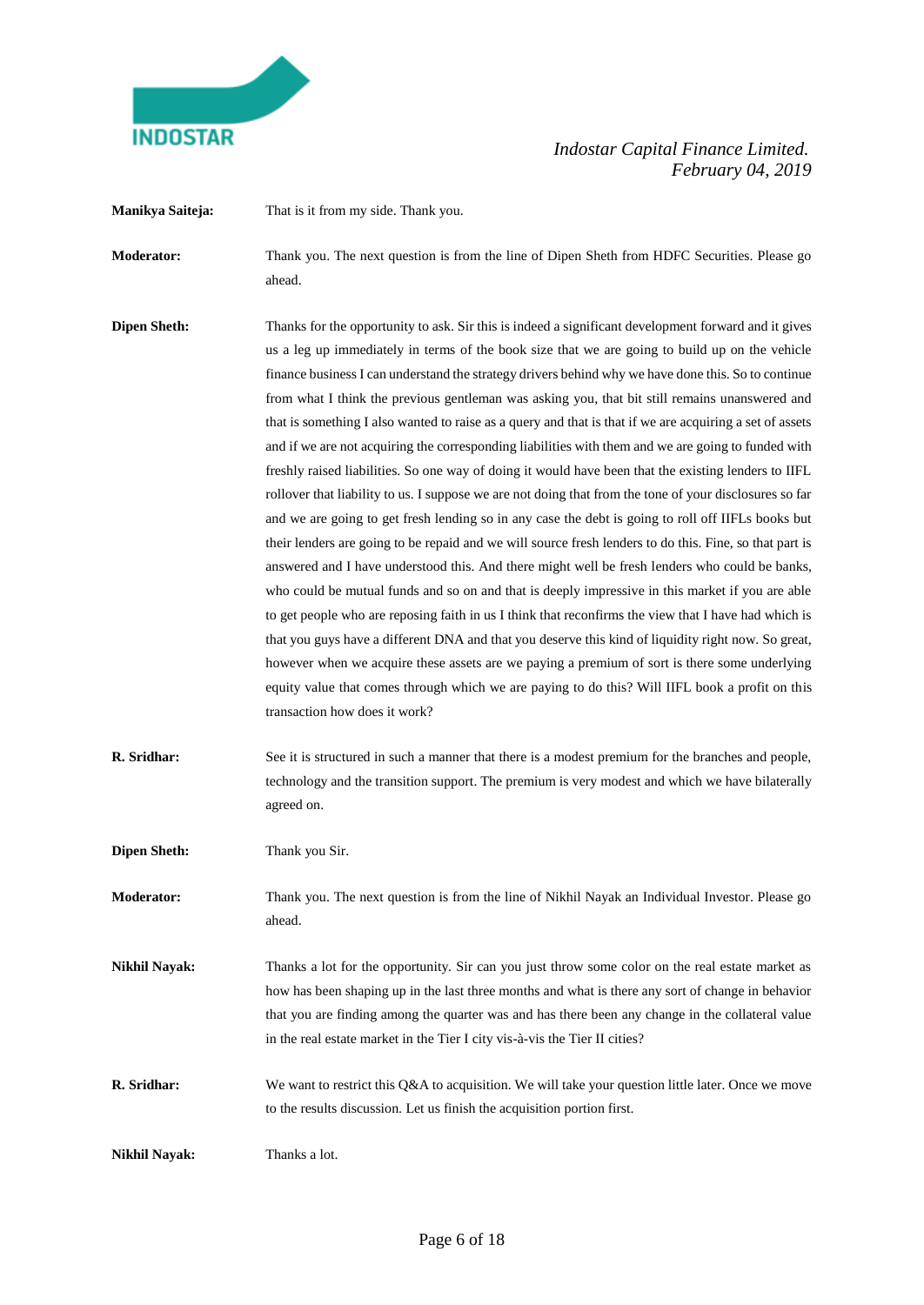**Manikya Saiteja:** That is it from my side. Thank you.

**Moderator:** Thank you. The next question is from the line of Dipen Sheth from HDFC Securities. Please go ahead.

**Dipen Sheth:** Thanks for the opportunity to ask. Sir this is indeed a significant development forward and it gives us a leg up immediately in terms of the book size that we are going to build up on the vehicle finance business I can understand the strategy drivers behind why we have done this. So to continue from what I think the previous gentleman was asking you, that bit still remains unanswered and that is something I also wanted to raise as a query and that is that if we are acquiring a set of assets and if we are not acquiring the corresponding liabilities with them and we are going to funded with freshly raised liabilities. So one way of doing it would have been that the existing lenders to IIFL rollover that liability to us. I suppose we are not doing that from the tone of your disclosures so far and we are going to get fresh lending so in any case the debt is going to roll off IIFLs books but their lenders are going to be repaid and we will source fresh lenders to do this. Fine, so that part is answered and I have understood this. And there might well be fresh lenders who could be banks, who could be mutual funds and so on and that is deeply impressive in this market if you are able to get people who are reposing faith in us I think that reconfirms the view that I have had which is that you guys have a different DNA and that you deserve this kind of liquidity right now. So great, however when we acquire these assets are we paying a premium of sort is there some underlying equity value that comes through which we are paying to do this? Will IIFL book a profit on this transaction how does it work?

**R. Sridhar:** See it is structured in such a manner that there is a modest premium for the branches and people, technology and the transition support. The premium is very modest and which we have bilaterally agreed on.

**Dipen Sheth:** Thank you Sir.

**Moderator:** Thank you. The next question is from the line of Nikhil Nayak an Individual Investor. Please go ahead.

**Nikhil Nayak:** Thanks a lot for the opportunity. Sir can you just throw some color on the real estate market as how has been shaping up in the last three months and what is there any sort of change in behavior that you are finding among the quarter was and has there been any change in the collateral value in the real estate market in the Tier I city vis-à-vis the Tier II cities?

**R. Sridhar:** We want to restrict this Q&A to acquisition. We will take your question little later. Once we move to the results discussion. Let us finish the acquisition portion first.

**Nikhil Nayak:** Thanks a lot.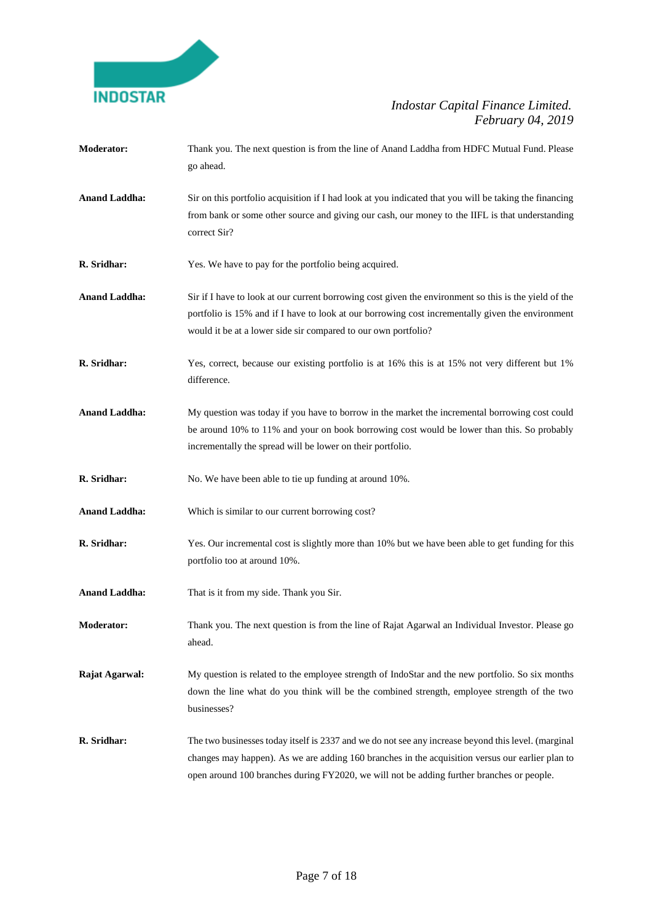**Moderator:** Thank you. The next question is from the line of Anand Laddha from HDFC Mutual Fund. Please go ahead.

**Anand Laddha:** Sir on this portfolio acquisition if I had look at you indicated that you will be taking the financing from bank or some other source and giving our cash, our money to the IIFL is that understanding correct Sir?

**R. Sridhar:** Yes. We have to pay for the portfolio being acquired.

**Anand Laddha:** Sir if I have to look at our current borrowing cost given the environment so this is the yield of the portfolio is 15% and if I have to look at our borrowing cost incrementally given the environment would it be at a lower side sir compared to our own portfolio?

**R. Sridhar:** Yes, correct, because our existing portfolio is at 16% this is at 15% not very different but 1% difference.

**Anand Laddha:** My question was today if you have to borrow in the market the incremental borrowing cost could be around 10% to 11% and your on book borrowing cost would be lower than this. So probably incrementally the spread will be lower on their portfolio.

**R. Sridhar:** No. We have been able to tie up funding at around 10%.

**Anand Laddha:** Which is similar to our current borrowing cost?

**R. Sridhar:** Yes. Our incremental cost is slightly more than 10% but we have been able to get funding for this portfolio too at around 10%.

**Anand Laddha:** That is it from my side. Thank you Sir.

**Moderator:** Thank you. The next question is from the line of Rajat Agarwal an Individual Investor. Please go ahead.

**Rajat Agarwal:** My question is related to the employee strength of IndoStar and the new portfolio. So six months down the line what do you think will be the combined strength, employee strength of the two businesses?

**R. Sridhar:** The two businesses today itself is 2337 and we do not see any increase beyond this level. (marginal changes may happen). As we are adding 160 branches in the acquisition versus our earlier plan to open around 100 branches during FY2020, we will not be adding further branches or people.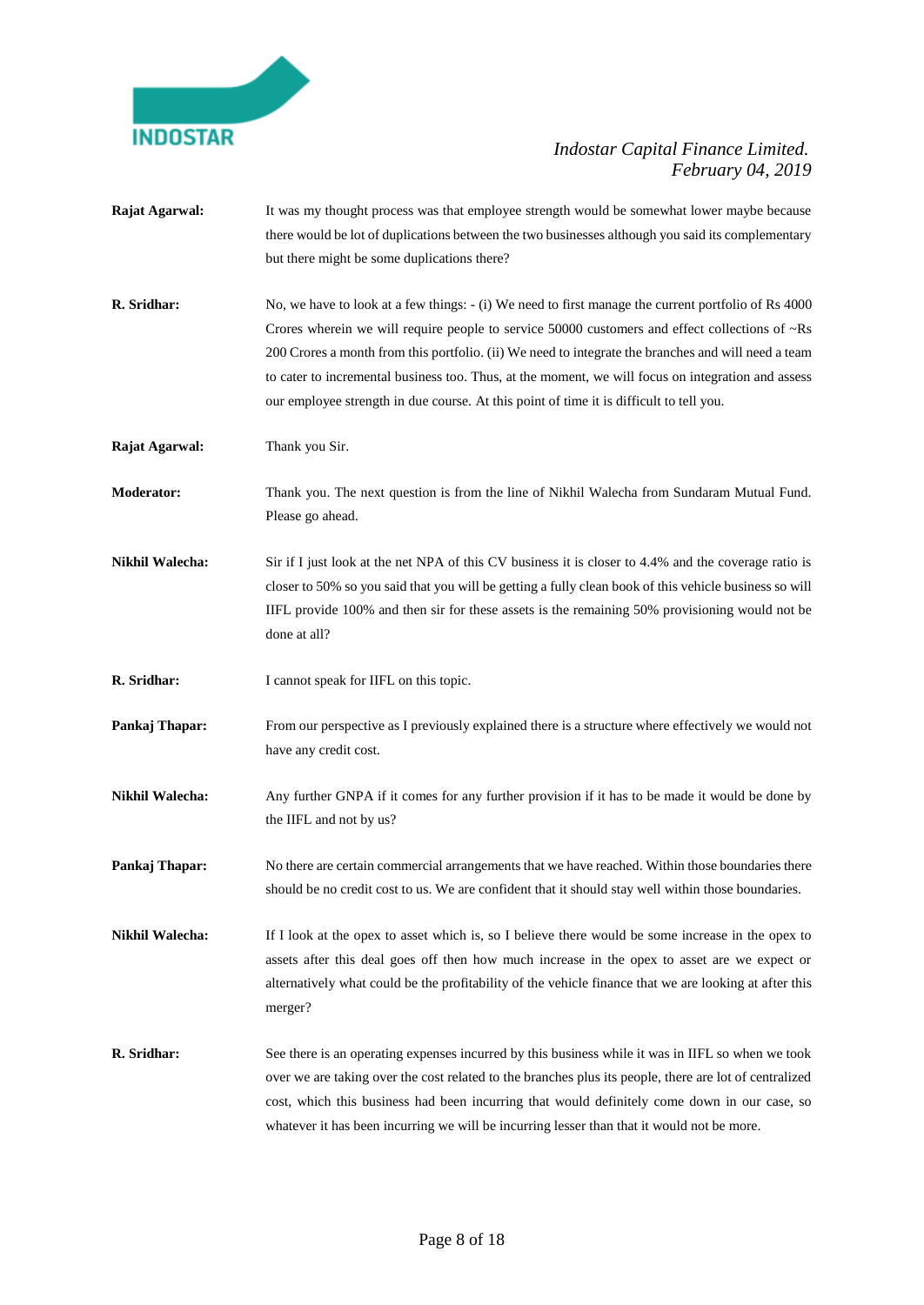**Rajat Agarwal:** It was my thought process was that employee strength would be somewhat lower maybe because there would be lot of duplications between the two businesses although you said its complementary but there might be some duplications there?

**R. Sridhar:** No, we have to look at a few things: - (i) We need to first manage the current portfolio of Rs 4000 Crores wherein we will require people to service 50000 customers and effect collections of ~Rs 200 Crores a month from this portfolio. (ii) We need to integrate the branches and will need a team to cater to incremental business too. Thus, at the moment, we will focus on integration and assess our employee strength in due course. At this point of time it is difficult to tell you.

**Rajat Agarwal:** Thank you Sir.

**Moderator:** Thank you. The next question is from the line of Nikhil Walecha from Sundaram Mutual Fund. Please go ahead.

**Nikhil Walecha:** Sir if I just look at the net NPA of this CV business it is closer to 4.4% and the coverage ratio is closer to 50% so you said that you will be getting a fully clean book of this vehicle business so will IIFL provide 100% and then sir for these assets is the remaining 50% provisioning would not be done at all?

**R. Sridhar:** I cannot speak for IIFL on this topic.

**Pankaj Thapar:** From our perspective as I previously explained there is a structure where effectively we would not have any credit cost.

**Nikhil Walecha:** Any further GNPA if it comes for any further provision if it has to be made it would be done by the IIFL and not by us?

**Pankaj Thapar:** No there are certain commercial arrangements that we have reached. Within those boundaries there should be no credit cost to us. We are confident that it should stay well within those boundaries.

**Nikhil Walecha:** If I look at the opex to asset which is, so I believe there would be some increase in the opex to assets after this deal goes off then how much increase in the opex to asset are we expect or alternatively what could be the profitability of the vehicle finance that we are looking at after this merger?

**R. Sridhar:** See there is an operating expenses incurred by this business while it was in IIFL so when we took over we are taking over the cost related to the branches plus its people, there are lot of centralized cost, which this business had been incurring that would definitely come down in our case, so whatever it has been incurring we will be incurring lesser than that it would not be more.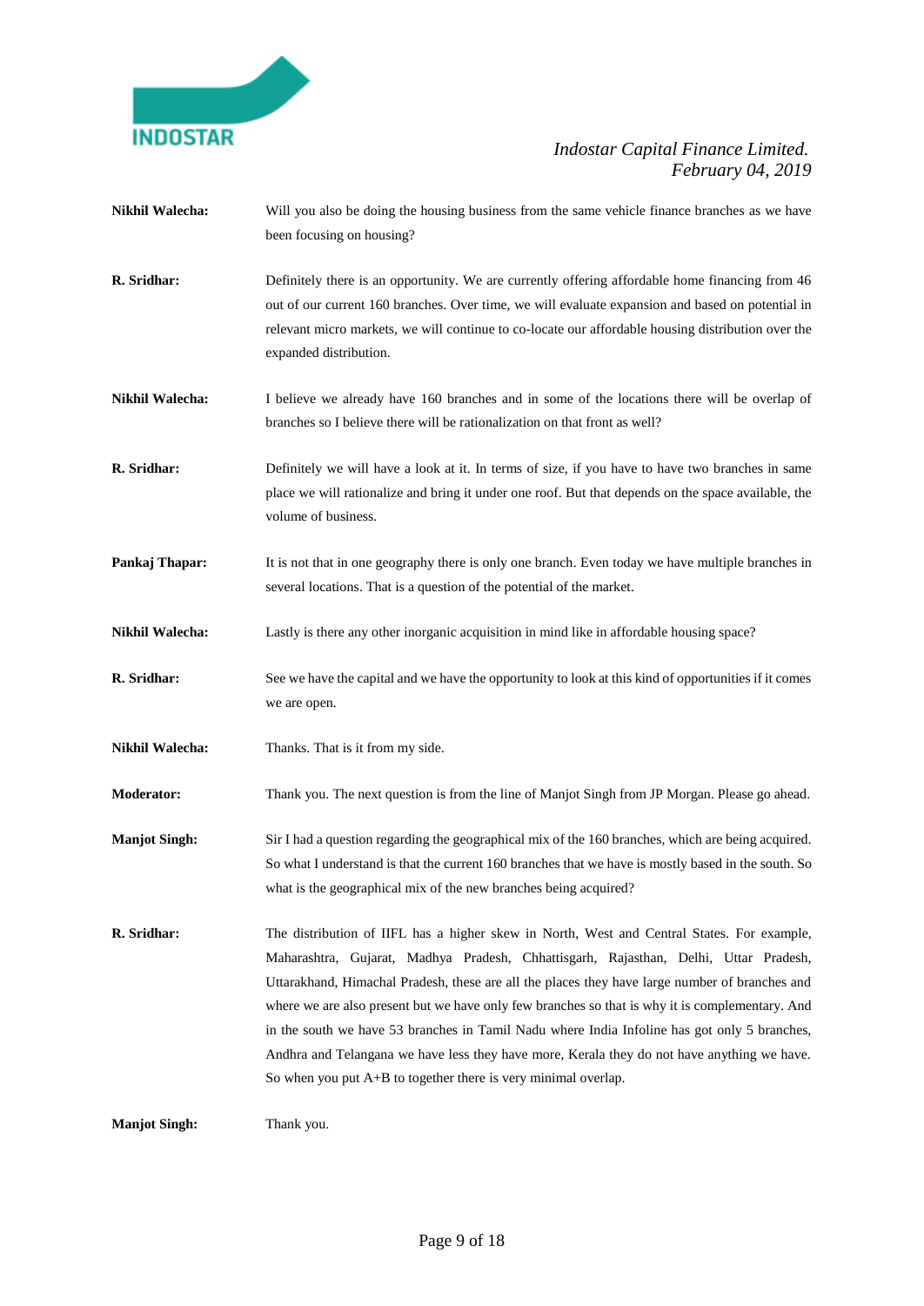**Nikhil Walecha:** Will you also be doing the housing business from the same vehicle finance branches as we have been focusing on housing?

**R. Sridhar:** Definitely there is an opportunity. We are currently offering affordable home financing from 46 out of our current 160 branches. Over time, we will evaluate expansion and based on potential in relevant micro markets, we will continue to co-locate our affordable housing distribution over the expanded distribution.

**Nikhil Walecha:** I believe we already have 160 branches and in some of the locations there will be overlap of branches so I believe there will be rationalization on that front as well?

**R. Sridhar:** Definitely we will have a look at it. In terms of size, if you have to have two branches in same place we will rationalize and bring it under one roof. But that depends on the space available, the volume of business.

**Pankaj Thapar:** It is not that in one geography there is only one branch. Even today we have multiple branches in several locations. That is a question of the potential of the market.

**Nikhil Walecha:** Lastly is there any other inorganic acquisition in mind like in affordable housing space?

**R. Sridhar:** See we have the capital and we have the opportunity to look at this kind of opportunities if it comes we are open.

**Nikhil Walecha:** Thanks. That is it from my side.

**Moderator:** Thank you. The next question is from the line of Manjot Singh from JP Morgan. Please go ahead.

**Manjot Singh:** Sir I had a question regarding the geographical mix of the 160 branches, which are being acquired. So what I understand is that the current 160 branches that we have is mostly based in the south. So what is the geographical mix of the new branches being acquired?

**R. Sridhar:** The distribution of IIFL has a higher skew in North, West and Central States. For example, Maharashtra, Gujarat, Madhya Pradesh, Chhattisgarh, Rajasthan, Delhi, Uttar Pradesh, Uttarakhand, Himachal Pradesh, these are all the places they have large number of branches and where we are also present but we have only few branches so that is why it is complementary. And in the south we have 53 branches in Tamil Nadu where India Infoline has got only 5 branches, Andhra and Telangana we have less they have more, Kerala they do not have anything we have. So when you put A+B to together there is very minimal overlap.

**Manjot Singh:** Thank you.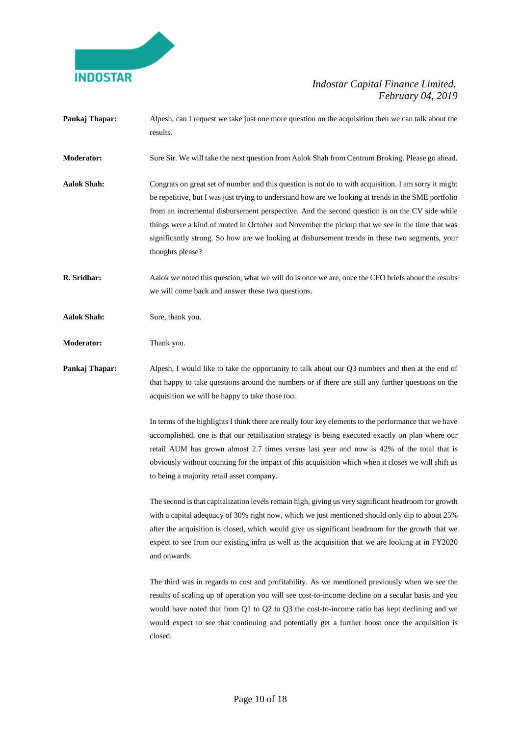**Pankaj Thapar:** Alpesh, can I request we take just one more question on the acquisition then we can talk about the results.

**Moderator:** Sure Sir. We will take the next question from Aalok Shah from Centrum Broking. Please go ahead.

**Aalok Shah:** Congrats on great set of number and this question is not do to with acquisition. I am sorry it might be repetitive, but I was just trying to understand how are we looking at trends in the SME portfolio from an incremental disbursement perspective. And the second question is on the CV side while things were a kind of muted in October and November the pickup that we see in the time that was significantly strong. So how are we looking at disbursement trends in these two segments, your thoughts please?

**R. Sridhar:** Aalok we noted this question, what we will do is once we are, once the CFO briefs about the results we will come back and answer these two questions.

**Aalok Shah:** Sure, thank you.

**Moderator:** Thank you.

**Pankaj Thapar:** Alpesh, I would like to take the opportunity to talk about our Q3 numbers and then at the end of that happy to take questions around the numbers or if there are still any further questions on the acquisition we will be happy to take those too.

In terms of the highlights I think there are really four key elements to the performance that we have accomplished, one is that our retailisation strategy is being executed exactly on plan where our retail AUM has grown almost 2.7 times versus last year and now is 42% of the total that is obviously without counting for the impact of this acquisition which when it closes we will shift us to being a majority retail asset company.

The second is that capitalization levels remain high, giving us very significant headroom for growth with a capital adequacy of 30% right now, which we just mentioned should only dip to about 25% after the acquisition is closed, which would give us significant headroom for the growth that we expect to see from our existing infra as well as the acquisition that we are looking at in FY2020 and onwards.

The third was in regards to cost and profitability. As we mentioned previously when we see the results of scaling up of operation you will see cost-to-income decline on a secular basis and you would have noted that from Q1 to Q2 to Q3 the cost-to-income ratio has kept declining and we would expect to see that continuing and potentially get a further boost once the acquisition is closed.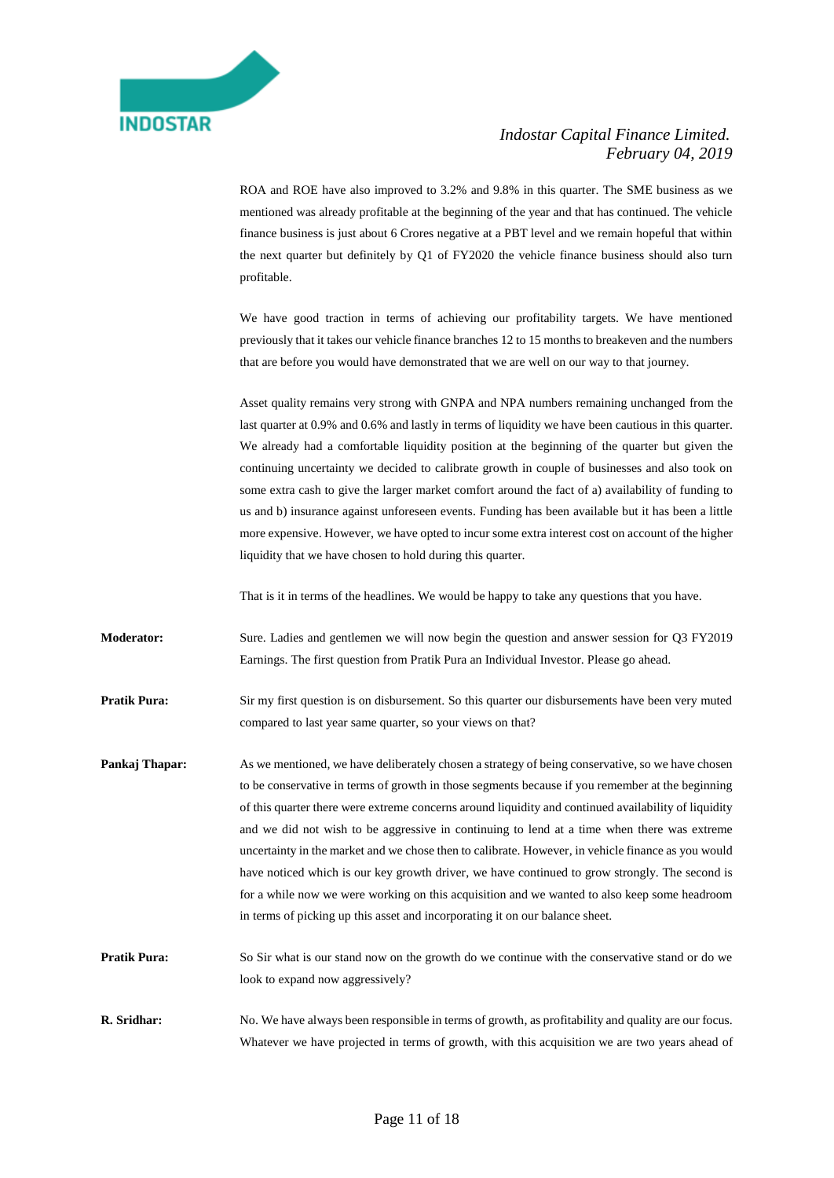ROA and ROE have also improved to 3.2% and 9.8% in this quarter. The SME business as we mentioned was already profitable at the beginning of the year and that has continued. The vehicle finance business is just about 6 Crores negative at a PBT level and we remain hopeful that within the next quarter but definitely by Q1 of FY2020 the vehicle finance business should also turn profitable.

We have good traction in terms of achieving our profitability targets. We have mentioned previously that it takes our vehicle finance branches 12 to 15 months to breakeven and the numbers that are before you would have demonstrated that we are well on our way to that journey.

Asset quality remains very strong with GNPA and NPA numbers remaining unchanged from the last quarter at 0.9% and 0.6% and lastly in terms of liquidity we have been cautious in this quarter. We already had a comfortable liquidity position at the beginning of the quarter but given the continuing uncertainty we decided to calibrate growth in couple of businesses and also took on some extra cash to give the larger market comfort around the fact of a) availability of funding to us and b) insurance against unforeseen events. Funding has been available but it has been a little more expensive. However, we have opted to incur some extra interest cost on account of the higher liquidity that we have chosen to hold during this quarter.

That is it in terms of the headlines. We would be happy to take any questions that you have.

**Moderator:** Sure. Ladies and gentlemen we will now begin the question and answer session for Q3 FY2019 Earnings. The first question from Pratik Pura an Individual Investor. Please go ahead.

**Pratik Pura:** Sir my first question is on disbursement. So this quarter our disbursements have been very muted compared to last year same quarter, so your views on that?

**Pankaj Thapar:** As we mentioned, we have deliberately chosen a strategy of being conservative, so we have chosen to be conservative in terms of growth in those segments because if you remember at the beginning of this quarter there were extreme concerns around liquidity and continued availability of liquidity and we did not wish to be aggressive in continuing to lend at a time when there was extreme uncertainty in the market and we chose then to calibrate. However, in vehicle finance as you would have noticed which is our key growth driver, we have continued to grow strongly. The second is for a while now we were working on this acquisition and we wanted to also keep some headroom in terms of picking up this asset and incorporating it on our balance sheet.

**Pratik Pura:** So Sir what is our stand now on the growth do we continue with the conservative stand or do we look to expand now aggressively?

**R. Sridhar:** No. We have always been responsible in terms of growth, as profitability and quality are our focus. Whatever we have projected in terms of growth, with this acquisition we are two years ahead of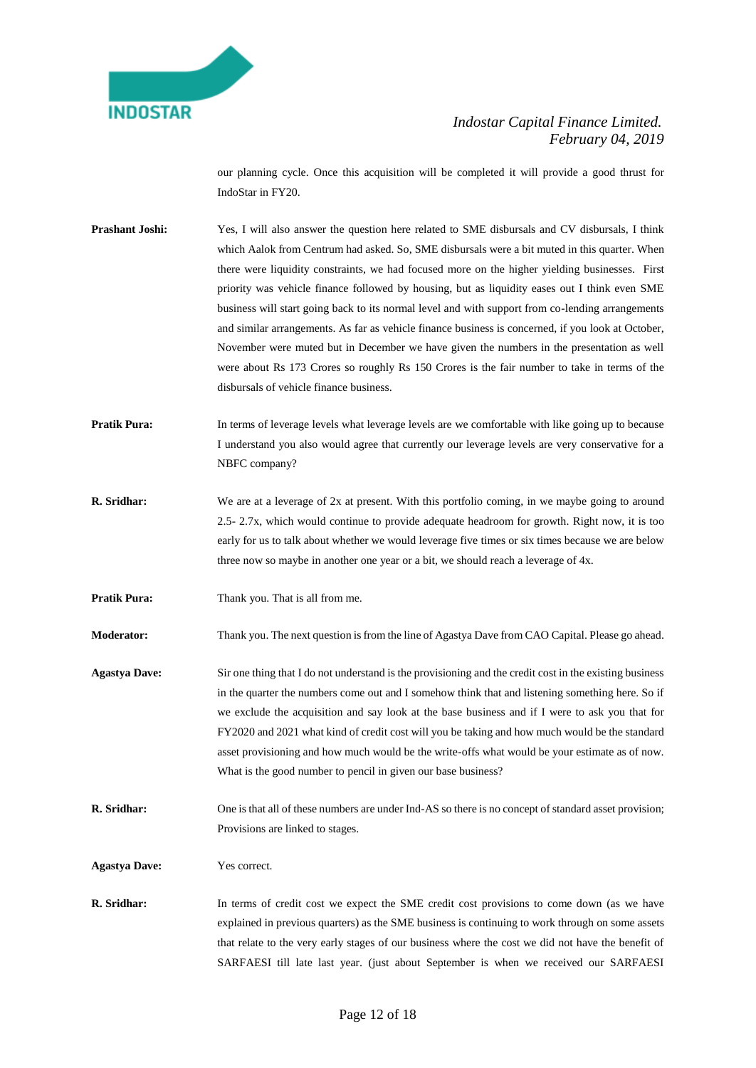our planning cycle. Once this acquisition will be completed it will provide a good thrust for IndoStar in FY20.

**Prashant Joshi:** Yes, I will also answer the question here related to SME disbursals and CV disbursals, I think which Aalok from Centrum had asked. So, SME disbursals were a bit muted in this quarter. When there were liquidity constraints, we had focused more on the higher yielding businesses. First priority was vehicle finance followed by housing, but as liquidity eases out I think even SME business will start going back to its normal level and with support from co-lending arrangements and similar arrangements. As far as vehicle finance business is concerned, if you look at October, November were muted but in December we have given the numbers in the presentation as well were about Rs 173 Crores so roughly Rs 150 Crores is the fair number to take in terms of the disbursals of vehicle finance business.

**Pratik Pura:** In terms of leverage levels what leverage levels are we comfortable with like going up to because I understand you also would agree that currently our leverage levels are very conservative for a NBFC company?

**R. Sridhar:** We are at a leverage of 2x at present. With this portfolio coming, in we maybe going to around 2.5- 2.7x, which would continue to provide adequate headroom for growth. Right now, it is too early for us to talk about whether we would leverage five times or six times because we are below three now so maybe in another one year or a bit, we should reach a leverage of 4x.

**Pratik Pura:** Thank you. That is all from me.

**Moderator:** Thank you. The next question is from the line of Agastya Dave from CAO Capital. Please go ahead.

**Agastya Dave:** Sir one thing that I do not understand is the provisioning and the credit cost in the existing business in the quarter the numbers come out and I somehow think that and listening something here. So if we exclude the acquisition and say look at the base business and if I were to ask you that for FY2020 and 2021 what kind of credit cost will you be taking and how much would be the standard asset provisioning and how much would be the write-offs what would be your estimate as of now. What is the good number to pencil in given our base business?

**R. Sridhar:** One is that all of these numbers are under Ind-AS so there is no concept of standard asset provision; Provisions are linked to stages.

**Agastya Dave:** Yes correct.

**R. Sridhar:** In terms of credit cost we expect the SME credit cost provisions to come down (as we have explained in previous quarters) as the SME business is continuing to work through on some assets that relate to the very early stages of our business where the cost we did not have the benefit of SARFAESI till late last year. (just about September is when we received our SARFAESI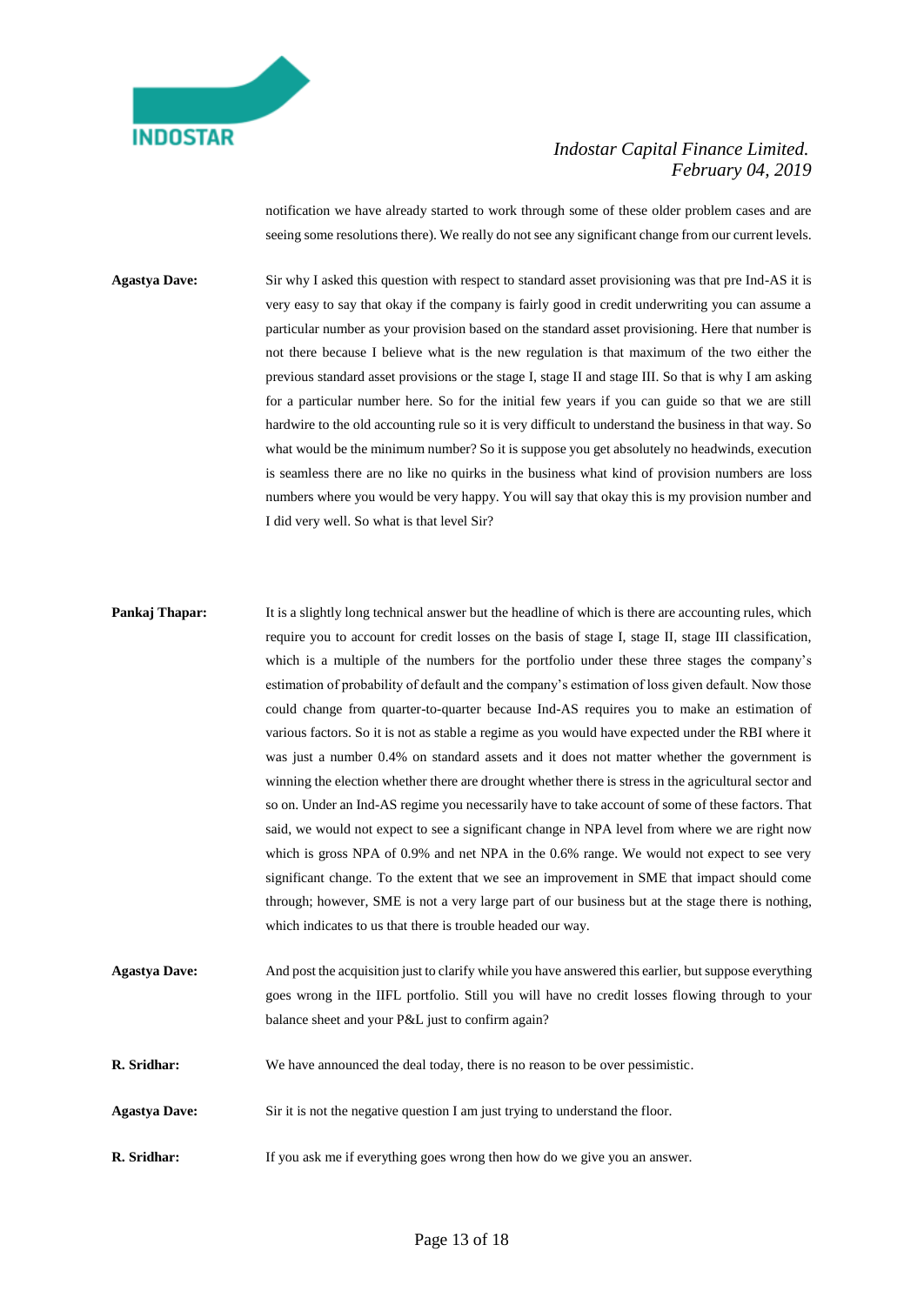notification we have already started to work through some of these older problem cases and are seeing some resolutions there). We really do not see any significant change from our current levels.

**Agastya Dave:** Sir why I asked this question with respect to standard asset provisioning was that pre Ind-AS it is very easy to say that okay if the company is fairly good in credit underwriting you can assume a particular number as your provision based on the standard asset provisioning. Here that number is not there because I believe what is the new regulation is that maximum of the two either the previous standard asset provisions or the stage I, stage II and stage III. So that is why I am asking for a particular number here. So for the initial few years if you can guide so that we are still hardwire to the old accounting rule so it is very difficult to understand the business in that way. So what would be the minimum number? So it is suppose you get absolutely no headwinds, execution is seamless there are no like no quirks in the business what kind of provision numbers are loss numbers where you would be very happy. You will say that okay this is my provision number and I did very well. So what is that level Sir?

**Pankaj Thapar:** It is a slightly long technical answer but the headline of which is there are accounting rules, which require you to account for credit losses on the basis of stage I, stage II, stage III classification, which is a multiple of the numbers for the portfolio under these three stages the company's estimation of probability of default and the company's estimation of loss given default. Now those could change from quarter-to-quarter because Ind-AS requires you to make an estimation of various factors. So it is not as stable a regime as you would have expected under the RBI where it was just a number 0.4% on standard assets and it does not matter whether the government is winning the election whether there are drought whether there is stress in the agricultural sector and so on. Under an Ind-AS regime you necessarily have to take account of some of these factors. That said, we would not expect to see a significant change in NPA level from where we are right now which is gross NPA of 0.9% and net NPA in the 0.6% range. We would not expect to see very significant change. To the extent that we see an improvement in SME that impact should come through; however, SME is not a very large part of our business but at the stage there is nothing, which indicates to us that there is trouble headed our way.

**Agastya Dave:** And post the acquisition just to clarify while you have answered this earlier, but suppose everything goes wrong in the IIFL portfolio. Still you will have no credit losses flowing through to your balance sheet and your P&L just to confirm again?

**R. Sridhar:** We have announced the deal today, there is no reason to be over pessimistic.

**Agastya Dave:** Sir it is not the negative question I am just trying to understand the floor.

**R. Sridhar:** If you ask me if everything goes wrong then how do we give you an answer.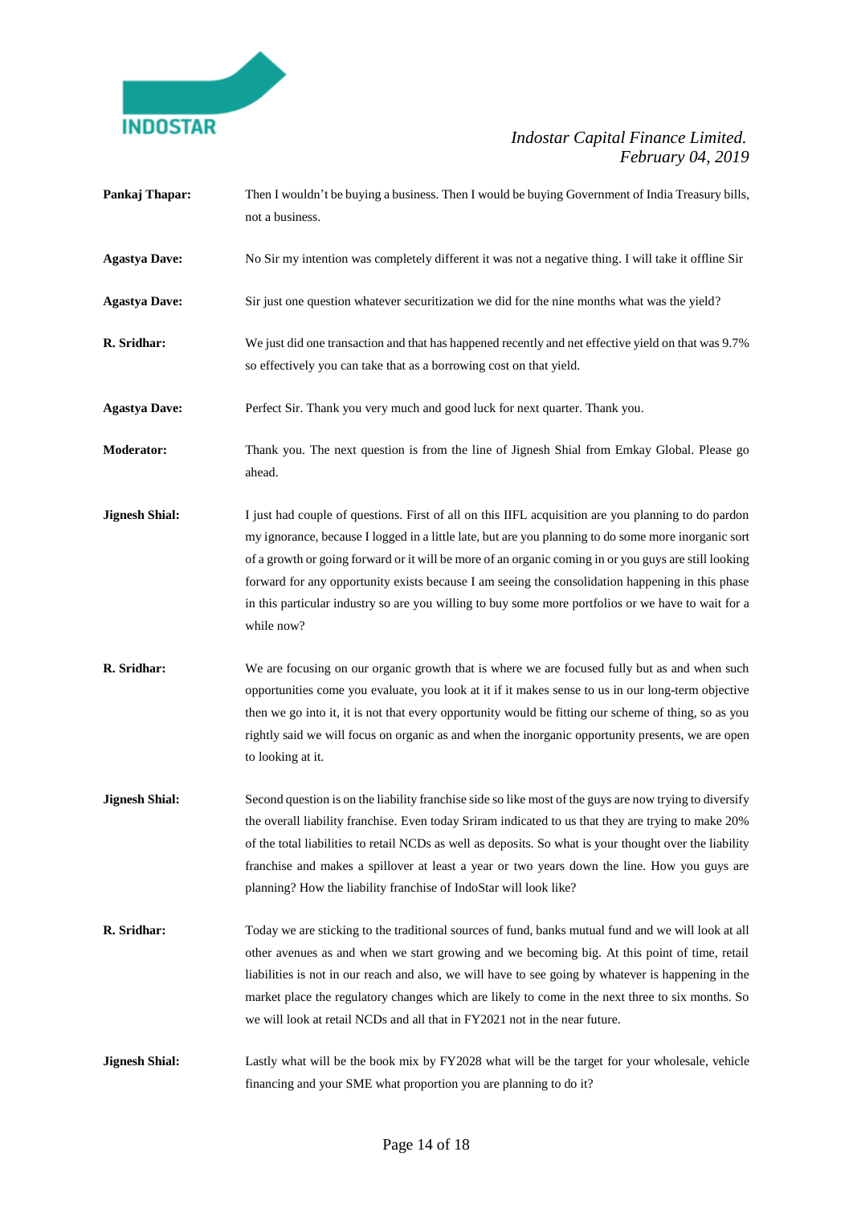**Pankaj Thapar:** Then I wouldn't be buying a business. Then I would be buying Government of India Treasury bills, not a business.

**Agastya Dave:** No Sir my intention was completely different it was not a negative thing. I will take it offline Sir

**Agastya Dave:** Sir just one question whatever securitization we did for the nine months what was the yield?

**R. Sridhar:** We just did one transaction and that has happened recently and net effective yield on that was 9.7% so effectively you can take that as a borrowing cost on that yield.

**Agastya Dave:** Perfect Sir. Thank you very much and good luck for next quarter. Thank you.

**Moderator:** Thank you. The next question is from the line of Jignesh Shial from Emkay Global. Please go ahead.

**Jignesh Shial:** I just had couple of questions. First of all on this IIFL acquisition are you planning to do pardon my ignorance, because I logged in a little late, but are you planning to do some more inorganic sort of a growth or going forward or it will be more of an organic coming in or you guys are still looking forward for any opportunity exists because I am seeing the consolidation happening in this phase in this particular industry so are you willing to buy some more portfolios or we have to wait for a while now?

**R. Sridhar:** We are focusing on our organic growth that is where we are focused fully but as and when such opportunities come you evaluate, you look at it if it makes sense to us in our long-term objective then we go into it, it is not that every opportunity would be fitting our scheme of thing, so as you rightly said we will focus on organic as and when the inorganic opportunity presents, we are open to looking at it.

**Jignesh Shial:** Second question is on the liability franchise side so like most of the guys are now trying to diversify the overall liability franchise. Even today Sriram indicated to us that they are trying to make 20% of the total liabilities to retail NCDs as well as deposits. So what is your thought over the liability franchise and makes a spillover at least a year or two years down the line. How you guys are planning? How the liability franchise of IndoStar will look like?

**R. Sridhar:** Today we are sticking to the traditional sources of fund, banks mutual fund and we will look at all other avenues as and when we start growing and we becoming big. At this point of time, retail liabilities is not in our reach and also, we will have to see going by whatever is happening in the market place the regulatory changes which are likely to come in the next three to six months. So we will look at retail NCDs and all that in FY2021 not in the near future.

**Jignesh Shial:** Lastly what will be the book mix by FY2028 what will be the target for your wholesale, vehicle financing and your SME what proportion you are planning to do it?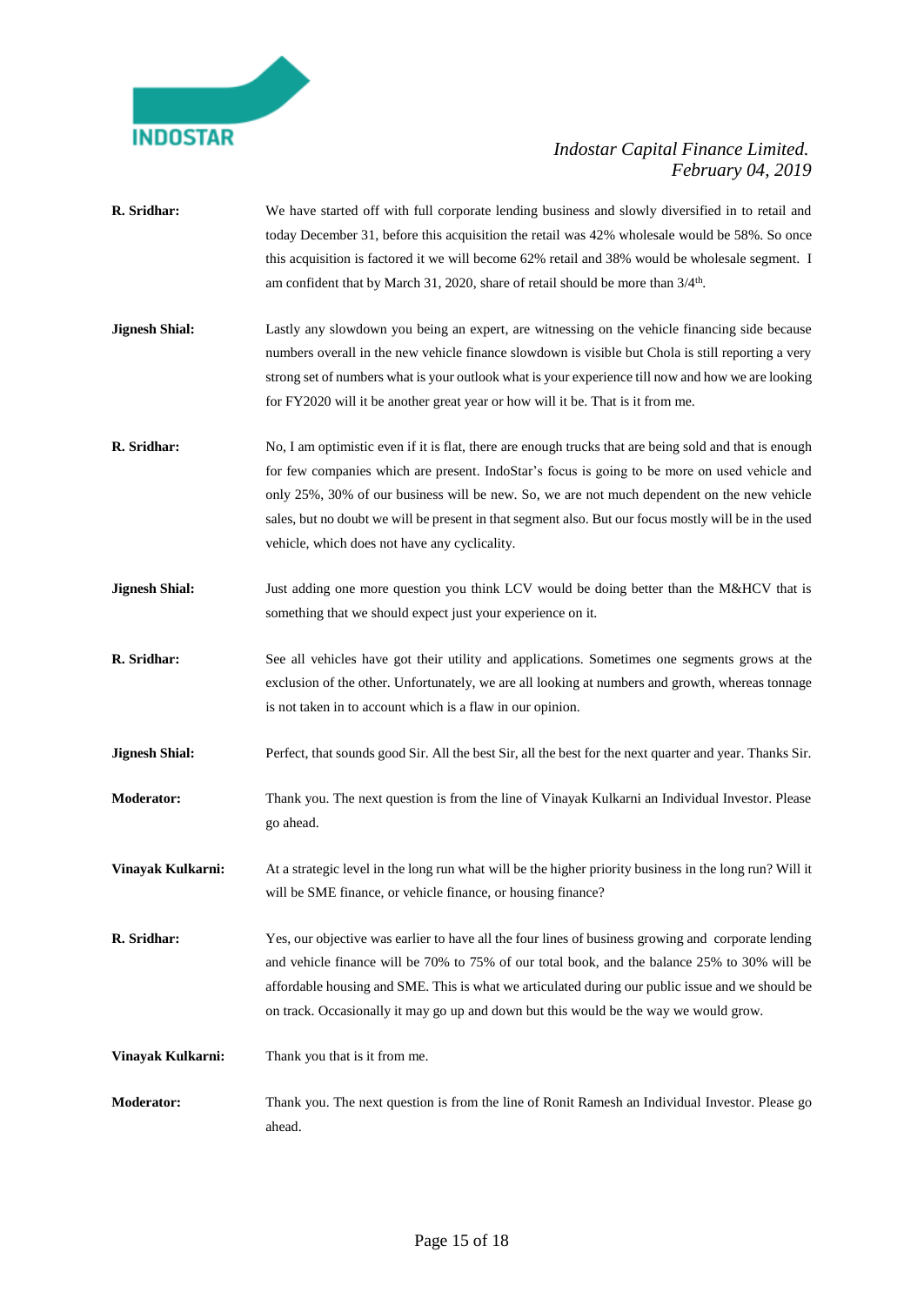**R. Sridhar:** We have started off with full corporate lending business and slowly diversified in to retail and today December 31, before this acquisition the retail was 42% wholesale would be 58%. So once this acquisition is factored it we will become 62% retail and 38% would be wholesale segment. I am confident that by March 31, 2020, share of retail should be more than 3/4th.

**Jignesh Shial:** Lastly any slowdown you being an expert, are witnessing on the vehicle financing side because numbers overall in the new vehicle finance slowdown is visible but Chola is still reporting a very strong set of numbers what is your outlook what is your experience till now and how we are looking for FY2020 will it be another great year or how will it be. That is it from me.

**R. Sridhar:** No, I am optimistic even if it is flat, there are enough trucks that are being sold and that is enough for few companies which are present. IndoStar's focus is going to be more on used vehicle and only 25%, 30% of our business will be new. So, we are not much dependent on the new vehicle sales, but no doubt we will be present in that segment also. But our focus mostly will be in the used vehicle, which does not have any cyclicality.

**Jignesh Shial:** Just adding one more question you think LCV would be doing better than the M&HCV that is something that we should expect just your experience on it.

**R. Sridhar:** See all vehicles have got their utility and applications. Sometimes one segments grows at the exclusion of the other. Unfortunately, we are all looking at numbers and growth, whereas tonnage is not taken in to account which is a flaw in our opinion.

**Jignesh Shial:** Perfect, that sounds good Sir. All the best Sir, all the best for the next quarter and year. Thanks Sir.

**Moderator:** Thank you. The next question is from the line of Vinayak Kulkarni an Individual Investor. Please go ahead.

**Vinayak Kulkarni:** At a strategic level in the long run what will be the higher priority business in the long run? Will it will be SME finance, or vehicle finance, or housing finance?

**R. Sridhar:** Yes, our objective was earlier to have all the four lines of business growing and corporate lending and vehicle finance will be 70% to 75% of our total book, and the balance 25% to 30% will be affordable housing and SME. This is what we articulated during our public issue and we should be on track. Occasionally it may go up and down but this would be the way we would grow.

**Vinayak Kulkarni:** Thank you that is it from me.

**Moderator:** Thank you. The next question is from the line of Ronit Ramesh an Individual Investor. Please go ahead.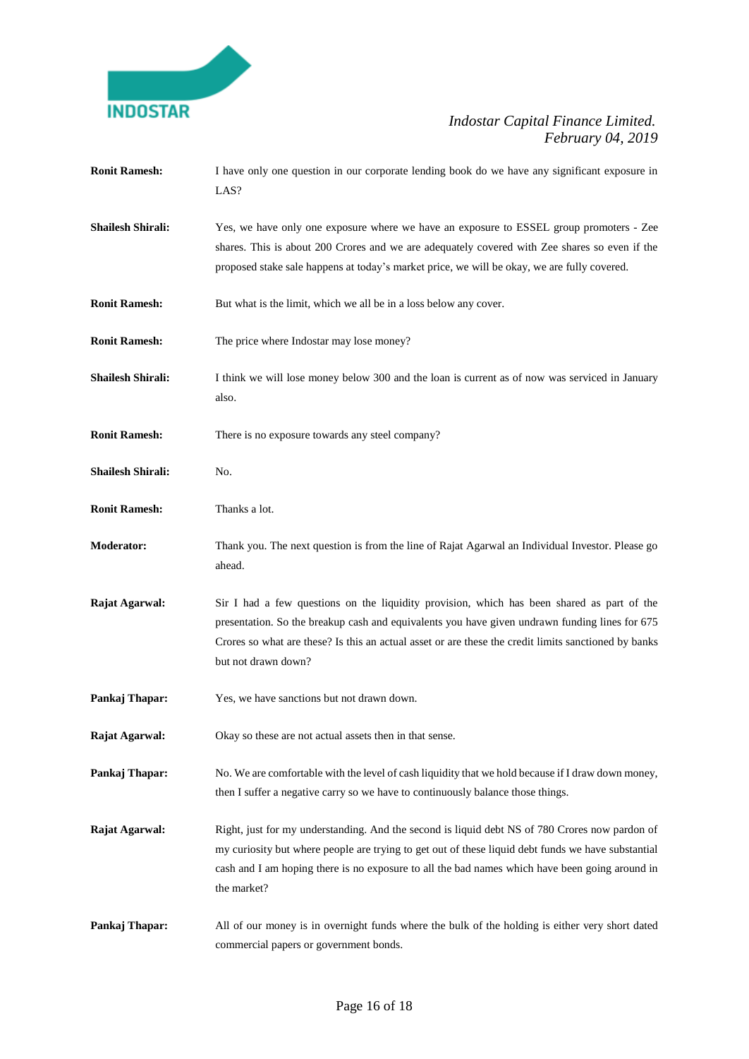**Ronit Ramesh:** I have only one question in our corporate lending book do we have any significant exposure in LAS?

**Shailesh Shirali:** Yes, we have only one exposure where we have an exposure to ESSEL group promoters - Zee shares. This is about 200 Crores and we are adequately covered with Zee shares so even if the proposed stake sale happens at today's market price, we will be okay, we are fully covered.

**Ronit Ramesh:** But what is the limit, which we all be in a loss below any cover.

**Ronit Ramesh:** The price where Indostar may lose money?

**Shailesh Shirali:** I think we will lose money below 300 and the loan is current as of now was serviced in January also.

**Ronit Ramesh:** There is no exposure towards any steel company?

**Shailesh Shirali:** No.

**Ronit Ramesh:** Thanks a lot.

**Moderator:** Thank you. The next question is from the line of Rajat Agarwal an Individual Investor. Please go ahead.

**Rajat Agarwal:** Sir I had a few questions on the liquidity provision, which has been shared as part of the presentation. So the breakup cash and equivalents you have given undrawn funding lines for 675 Crores so what are these? Is this an actual asset or are these the credit limits sanctioned by banks but not drawn down?

**Pankaj Thapar:** Yes, we have sanctions but not drawn down.

**Rajat Agarwal:** Okay so these are not actual assets then in that sense.

**Pankaj Thapar:** No. We are comfortable with the level of cash liquidity that we hold because if I draw down money, then I suffer a negative carry so we have to continuously balance those things.

**Rajat Agarwal:** Right, just for my understanding. And the second is liquid debt NS of 780 Crores now pardon of my curiosity but where people are trying to get out of these liquid debt funds we have substantial cash and I am hoping there is no exposure to all the bad names which have been going around in the market?

**Pankaj Thapar:** All of our money is in overnight funds where the bulk of the holding is either very short dated commercial papers or government bonds.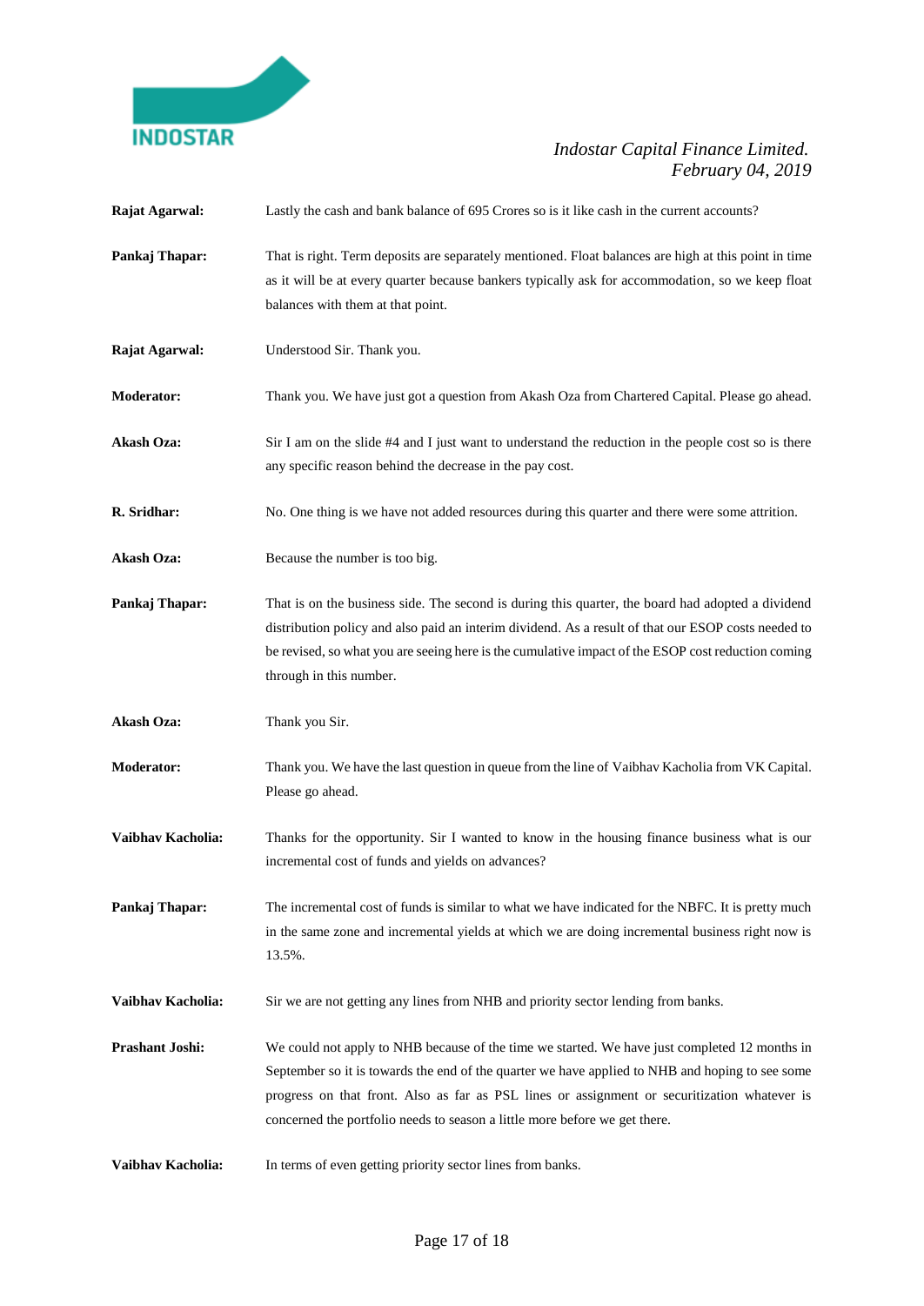**Rajat Agarwal:** Lastly the cash and bank balance of 695 Crores so is it like cash in the current accounts?

**Pankaj Thapar:** That is right. Term deposits are separately mentioned. Float balances are high at this point in time as it will be at every quarter because bankers typically ask for accommodation, so we keep float balances with them at that point.

**Rajat Agarwal:** Understood Sir. Thank you.

**Moderator:** Thank you. We have just got a question from Akash Oza from Chartered Capital. Please go ahead.

**Akash Oza:** Sir I am on the slide #4 and I just want to understand the reduction in the people cost so is there any specific reason behind the decrease in the pay cost.

**R. Sridhar:** No. One thing is we have not added resources during this quarter and there were some attrition.

**Akash Oza:** Because the number is too big.

**Pankaj Thapar:** That is on the business side. The second is during this quarter, the board had adopted a dividend distribution policy and also paid an interim dividend. As a result of that our ESOP costs needed to be revised, so what you are seeing here is the cumulative impact of the ESOP cost reduction coming through in this number.

**Akash Oza:** Thank you Sir.

**Moderator:** Thank you. We have the last question in queue from the line of Vaibhav Kacholia from VK Capital. Please go ahead.

**Vaibhav Kacholia:** Thanks for the opportunity. Sir I wanted to know in the housing finance business what is our incremental cost of funds and yields on advances?

**Pankaj Thapar:** The incremental cost of funds is similar to what we have indicated for the NBFC. It is pretty much in the same zone and incremental yields at which we are doing incremental business right now is 13.5%.

**Vaibhav Kacholia:** Sir we are not getting any lines from NHB and priority sector lending from banks.

**Prashant Joshi:** We could not apply to NHB because of the time we started. We have just completed 12 months in September so it is towards the end of the quarter we have applied to NHB and hoping to see some progress on that front. Also as far as PSL lines or assignment or securitization whatever is concerned the portfolio needs to season a little more before we get there.

**Vaibhav Kacholia:** In terms of even getting priority sector lines from banks.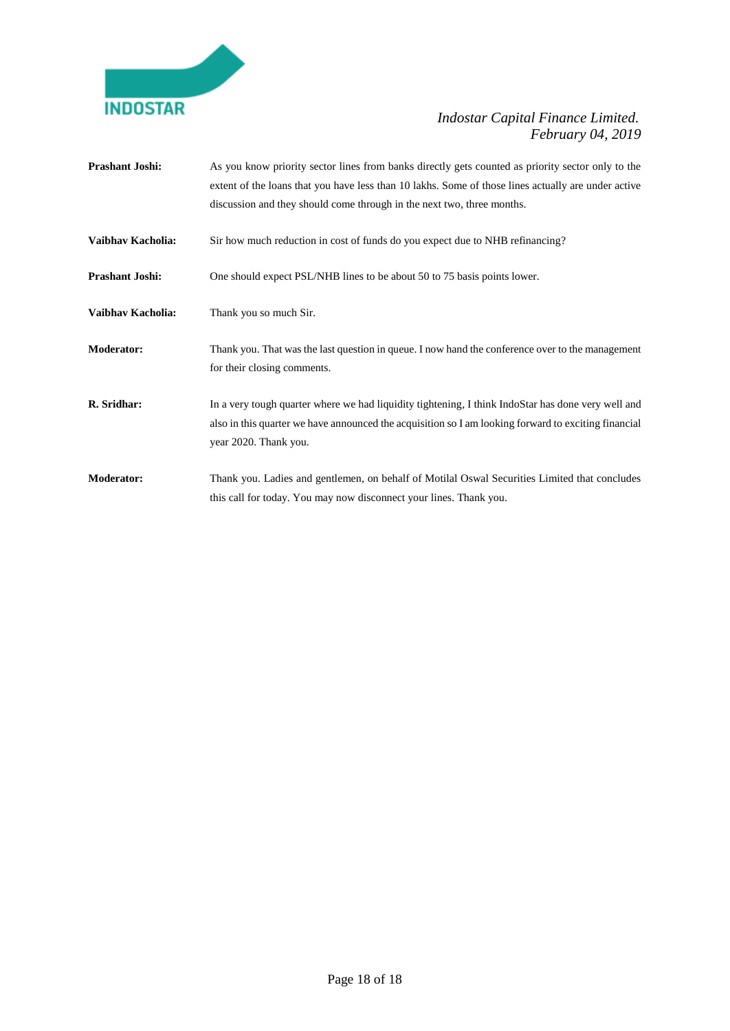**Prashant Joshi:** As you know priority sector lines from banks directly gets counted as priority sector only to the extent of the loans that you have less than 10 lakhs. Some of those lines actually are under active discussion and they should come through in the next two, three months.

**Vaibhav Kacholia:** Sir how much reduction in cost of funds do you expect due to NHB refinancing?

**Prashant Joshi:** One should expect PSL/NHB lines to be about 50 to 75 basis points lower.

**Vaibhav Kacholia:** Thank you so much Sir.

**Moderator:** Thank you. That was the last question in queue. I now hand the conference over to the management for their closing comments.

**R. Sridhar:** In a very tough quarter where we had liquidity tightening, I think IndoStar has done very well and also in this quarter we have announced the acquisition so I am looking forward to exciting financial year 2020. Thank you.

**Moderator:** Thank you. Ladies and gentlemen, on behalf of Motilal Oswal Securities Limited that concludes this call for today. You may now disconnect your lines. Thank you.